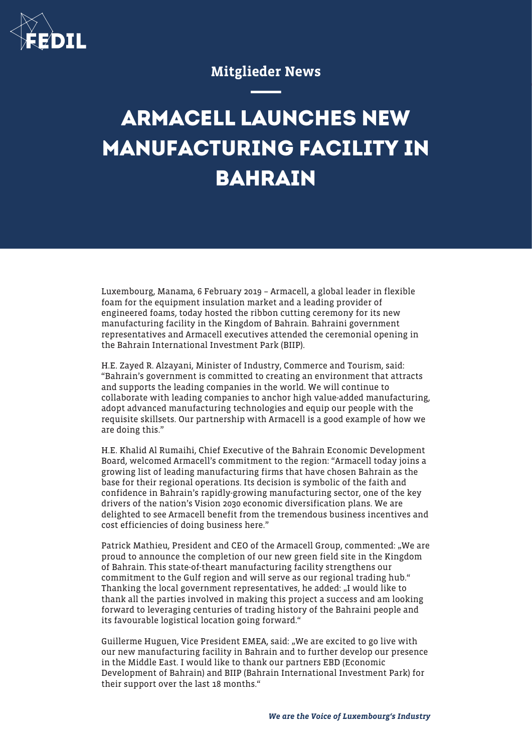FEDIL

## Mitglieder News

# ARMACELL LAUNCHES NEW MANUFACTURING FACILITY IN BAHRAIN

Luxembourg, Manama, 6 February 2019 – Armacell, a global leader in flexible foam for the equipment insulation market and a leading provider of engineered foams, today hosted the ribbon cutting ceremony for its new manufacturing facility in the Kingdom of Bahrain. Bahraini government representatives and Armacell executives attended the ceremonial opening in the Bahrain International Investment Park (BIIP).

H.E. Zayed R. Alzayani, Minister of Industry, Commerce and Tourism, said: "Bahrain's government is committed to creating an environment that attracts and supports the leading companies in the world. We will continue to collaborate with leading companies to anchor high value-added manufacturing, adopt advanced manufacturing technologies and equip our people with the requisite skillsets. Our partnership with Armacell is a good example of how we are doing this."

H.E. Khalid Al Rumaihi, Chief Executive of the Bahrain Economic Development Board, welcomed Armacell's commitment to the region: "Armacell today joins a growing list of leading manufacturing firms that have chosen Bahrain as the base for their regional operations. Its decision is symbolic of the faith and confidence in Bahrain's rapidly-growing manufacturing sector, one of the key drivers of the nation's Vision 2030 economic diversification plans. We are delighted to see Armacell benefit from the tremendous business incentives and cost efficiencies of doing business here."

Patrick Mathieu, President and CEO of the Armacell Group, commented: „We are proud to announce the completion of our new green field site in the Kingdom of Bahrain. This state-of-theart manufacturing facility strengthens our commitment to the Gulf region and will serve as our regional trading hub." Thanking the local government representatives, he added: „I would like to thank all the parties involved in making this project a success and am looking forward to leveraging centuries of trading history of the Bahraini people and its favourable logistical location going forward."

Guillerme Huguen, Vice President EMEA, said: „We are excited to go live with our new manufacturing facility in Bahrain and to further develop our presence in the Middle East. I would like to thank our partners EBD (Economic Development of Bahrain) and BIIP (Bahrain International Investment Park) for their support over the last 18 months."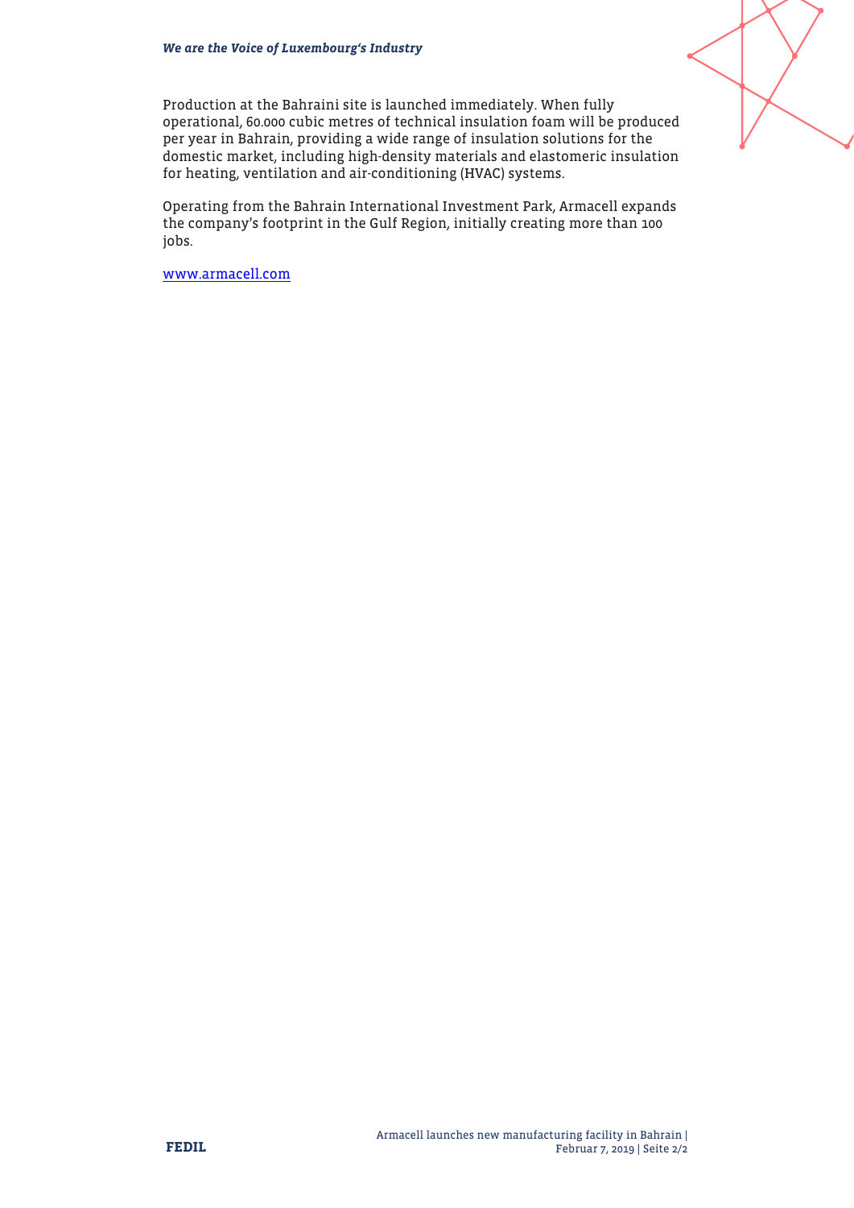Production at the Bahraini site is launched immediately. When fully operational, 60.000 cubic metres of technical insulation foam will be produced per year in Bahrain, providing a wide range of insulation solutions for the domestic market, including high-density materials and elastomeric insulation for heating, ventilation and air-conditioning (HVAC) systems.

Operating from the Bahrain International Investment Park, Armacell expands the company's footprint in the Gulf Region, initially creating more than 100 jobs.

[www.armacell.com](http://www.armacell.com)